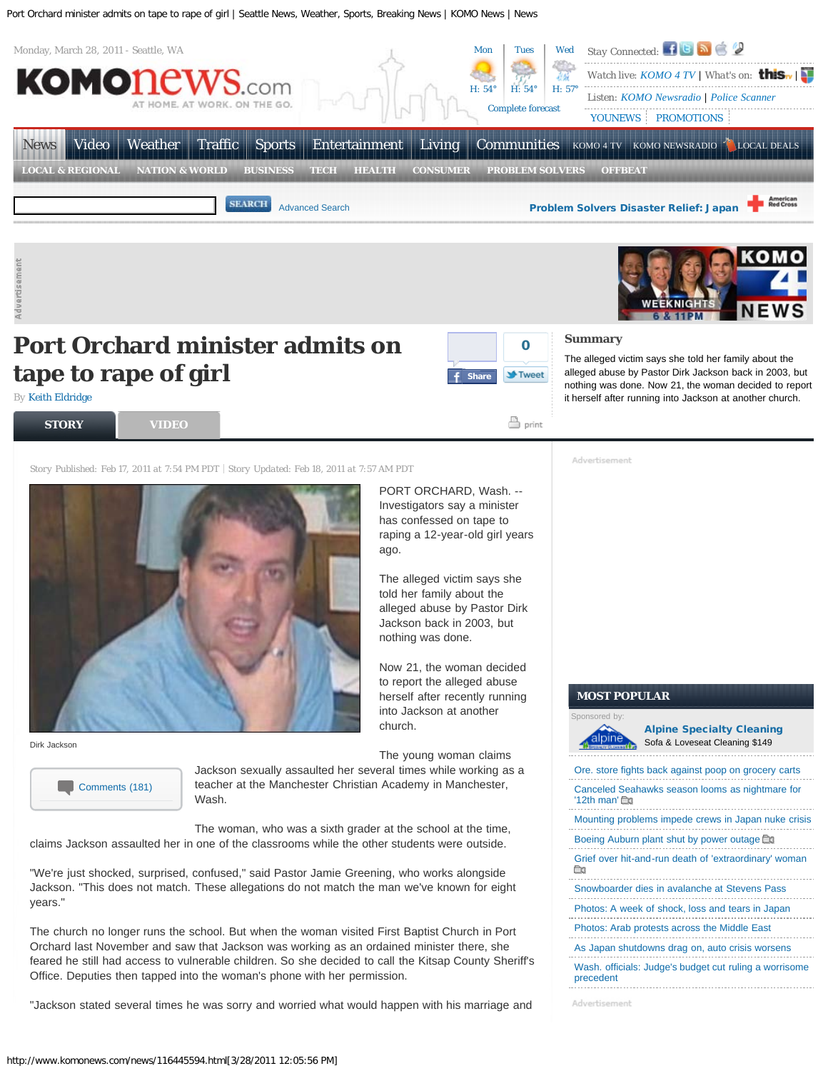# Port Orchard minister admits on tape to rape of girl

By Keith Eldridge

## Summary

The alleged victim says she told her family about the alleged abuse by Pastor Dirk Jackson back in 2003, but nothing was done. Now 21, the woman decided to report it herself after running into Jackson at another church.

Story Published: Feb 17, 2011 at 7:54 PM PDT | Story Updated: Feb 18, 2011 at 7:57 AM PDT

Dirk Jackson

PORT ORCHARD, Wash. -- Investigators say a minister has confessed on tape to raping a 12-year-old girl years ago.

The alleged victim says she told her family about the alleged abuse by Pastor Dirk Jackson back in 2003, but nothing was done.

Now 21, the woman decided to report the alleged abuse herself after recently running into Jackson at another church.

The young woman claims Jackson sexually assaulted her several times while working as a teacher at the Manchester Christian Academy in Manchester, Wash.

The woman, who was a sixth grader at the school at the time, claims Jackson assaulted her in one of the classrooms while the other students were outside.

"We're just shocked, surprised, confused," said Pastor Jamie Greening, who works alongside Jackson. "This does not match. These allegations do not match the man we've known for eight years."

The church no longer runs the school. But when the woman visited First Baptist Church in Port Orchard last November and saw that Jackson was working as an ordained minister there, she feared he still had access to vulnerable children. So she decided to call the Kitsap County Sheriff's Office. Deputies then tapped into the woman's phone with her permission.

"Jackson stated several times he was sorry and worried what would happen with his marriage and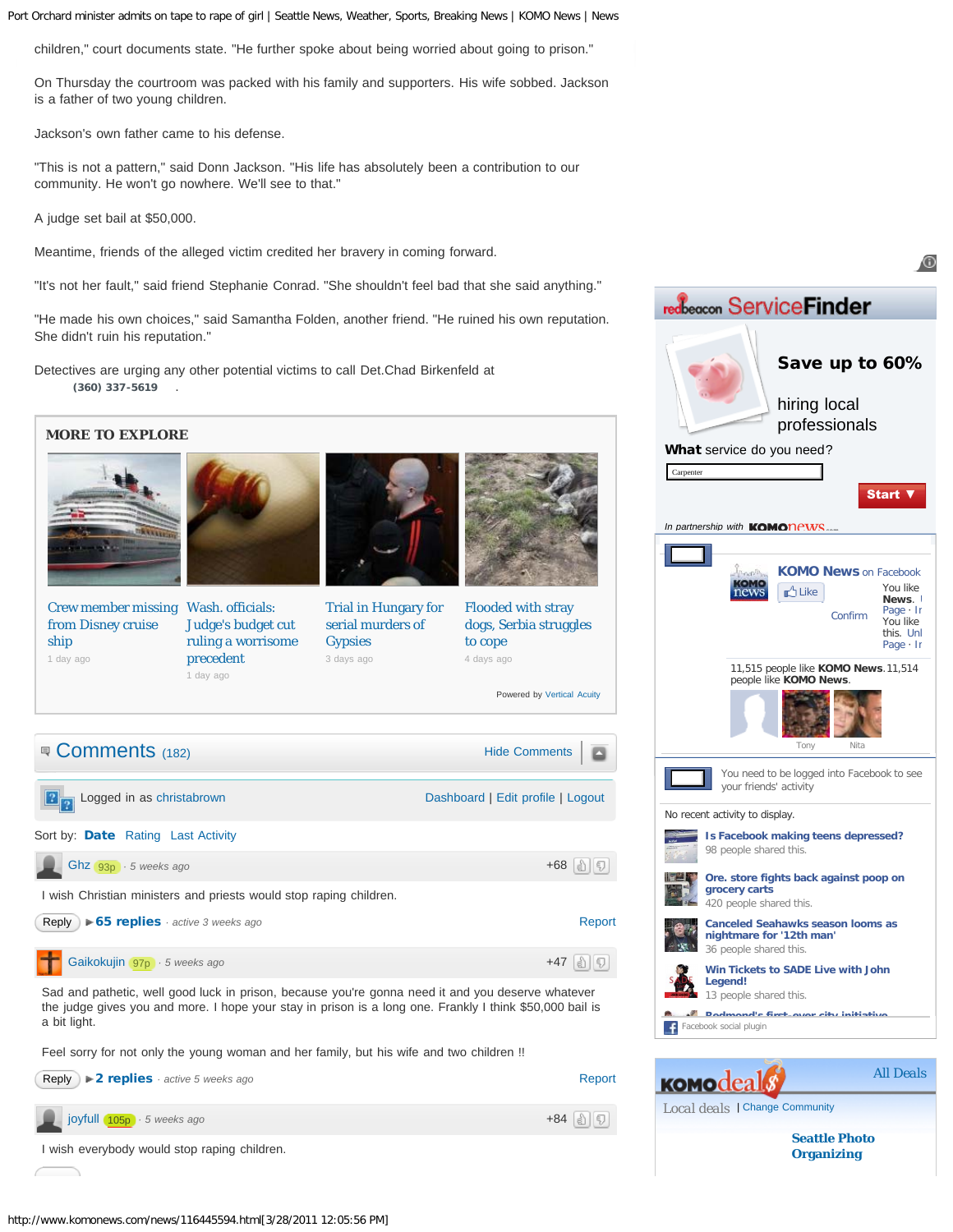children," court documents state. "He further spoke about being worried about going to prison."

On Thursday the courtroom was packed with his family and supporters. His wife sobbed. Jackson is a father of two young children.

Jackson's own father came to his defense.

"This is not a pattern," said Donn Jackson. "His life has absolutely been a contribution to our community. He won't go nowhere. We'll see to that."

A judge set bail at $50,000.

Meantime, friends of the alleged victim credited her bravery in coming forward.

"It's not her fault," said friend Stephanie Conrad. "She shouldn't feel bad that she said anything."

"He made his own choices," said Samantha Folden, another friend. "He ruined his own reputation. She didn't ruin his reputation."

Detectives are urging any other potential victims to call Det.Chad Birkenfeld at (360) 337-5619 .

## MORE TO EXPLORE

- Crew member missing from Disney cruise ship — 1 day ago
- Wash. officials: Judge's budget cut ruling a worrisome precedent — 1 day ago
- Trial in Hungary for serial murders of Gypsies — 3 days ago
- Flooded with stray dogs, Serbia struggles to cope — 4 days ago

Powered by Vertical Acuity

## Comments (182)

Hide Comments

Logged in as christabrown — Dashboard | Edit profile | Logout

Sort by: **Date** Rating Last Activity

**Ghz** 93p · 5 weeks ago +68

I wish Christian ministers and priests would stop raping children.

Reply ▶ **65 replies** · active 3 weeks ago Report

**Gaikokujin** 97p · 5 weeks ago +47

Sad and pathetic, well good luck in prison, because you're gonna need it and you deserve whatever the judge gives you and more. I hope your stay in prison is a long one. Frankly I think $50,000 bail is a bit light.

Feel sorry for not only the young woman and her family, but his wife and two children !!

Reply ▶ **2 replies** · active 5 weeks ago Report

**joyfull** 105p · 5 weeks ago +84

I wish everybody would stop raping children.

---

**redbeacon ServiceFinder**

**Save up to 60%** hiring local professionals

**What** service do you need?

Carpenter

**Start**

In partnership with KOMOnews

**KOMO News** on Facebook

Like

11,515 people like **KOMO News**.

You need to be logged into Facebook to see your friends' activity

No recent activity to display.

- **Is Facebook making teens depressed?** — 98 people shared this.
- **Ore. store fights back against poop on grocery carts** — 420 people shared this.
- **Canceled Seahawks season looms as nightmare for '12th man'** — 36 people shared this.
- **Win Tickets to SADE Live with John Legend!** — 13 people shared this.

Facebook social plugin

**KOMOdeals** — All Deals

Local deals | Change Community

**Seattle Photo Organizing**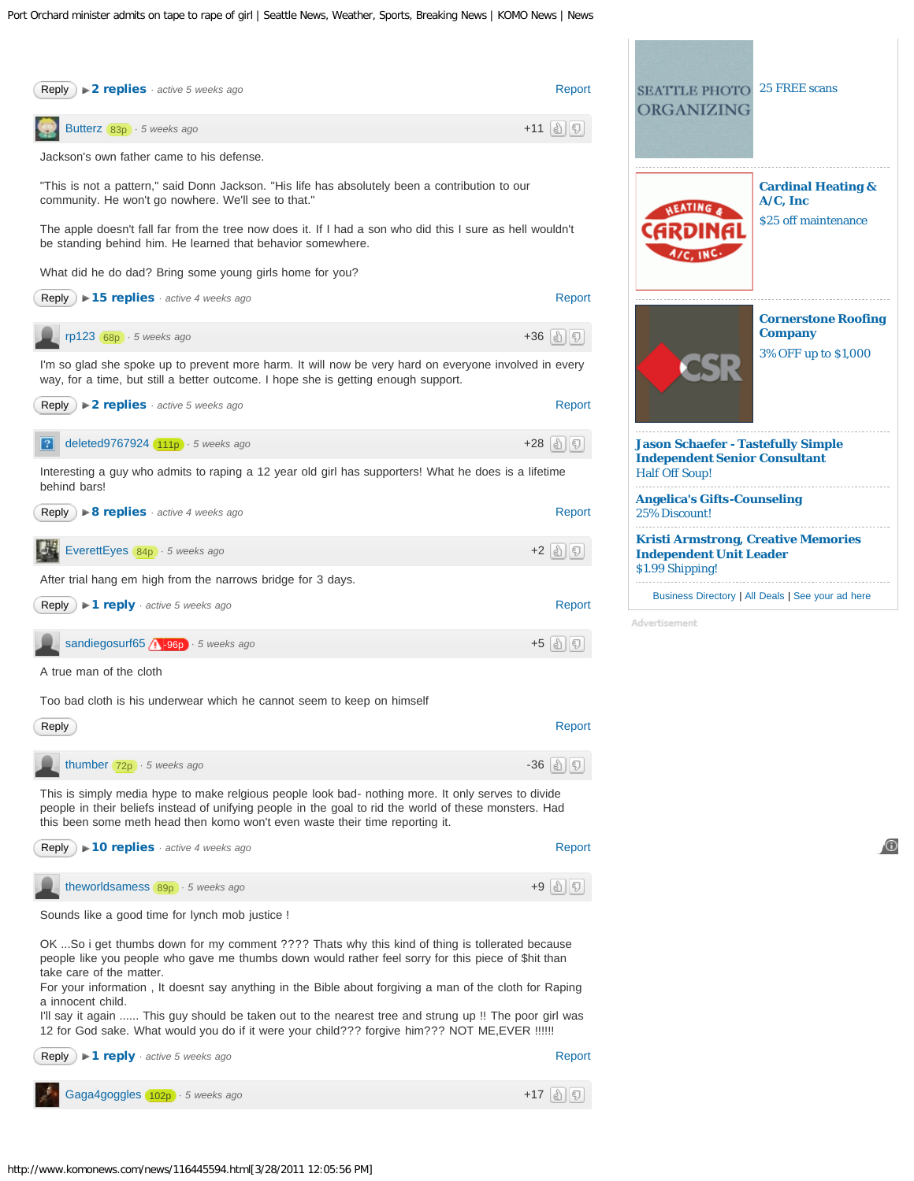Reply ▶ **2 replies** · active 5 weeks ago Report

**Butterz** 83p · 5 weeks ago +11

Jackson's own father came to his defense.

"This is not a pattern," said Donn Jackson. "His life has absolutely been a contribution to our community. He won't go nowhere. We'll see to that."

The apple doesn't fall far from the tree now does it. If I had a son who did this I sure as hell wouldn't be standing behind him. He learned that behavior somewhere.

What did he do dad? Bring some young girls home for you?

Reply ▶ **15 replies** · active 4 weeks ago Report

**rp123** 68p · 5 weeks ago +36

I'm so glad she spoke up to prevent more harm. It will now be very hard on everyone involved in every way, for a time, but still a better outcome. I hope she is getting enough support.

Reply ▶ **2 replies** · active 5 weeks ago Report

**deleted9767924** 111p · 5 weeks ago +28

Interesting a guy who admits to raping a 12 year old girl has supporters! What he does is a lifetime behind bars!

Reply ▶ **8 replies** · active 4 weeks ago Report

**EverettEyes** 84p · 5 weeks ago +2

After trial hang em high from the narrows bridge for 3 days.

Reply ▶ **1 reply** · active 5 weeks ago Report

**sandiegosurf65** -96p · 5 weeks ago +5

A true man of the cloth

Too bad cloth is his underwear which he cannot seem to keep on himself

Reply Report

**thumber** 72p · 5 weeks ago -36

This is simply media hype to make relgious people look bad- nothing more. It only serves to divide people in their beliefs instead of unifying people in the goal to rid the world of these monsters. Had this been some meth head then komo won't even waste their time reporting it.

Reply ▶ **10 replies** · active 4 weeks ago Report

**theworldsamess** 89p · 5 weeks ago +9

Sounds like a good time for lynch mob justice !

OK ...So i get thumbs down for my comment ???? Thats why this kind of thing is tollerated because people like you people who gave me thumbs down would rather feel sorry for this piece of $hit than take care of the matter.
For your information , It doesnt say anything in the Bible about forgiving a man of the cloth for Raping a innocent child.
I'll say it again ...... This guy should be taken out to the nearest tree and strung up !! The poor girl was 12 for God sake. What would you do if it were your child??? forgive him??? NOT ME,EVER !!!!!!

Reply ▶ **1 reply** · active 5 weeks ago Report

**Gaga4goggles** 102p · 5 weeks ago +17

---

SEATTLE PHOTO ORGANIZING — 25 FREE scans

**Cardinal Heating & A/C, Inc** — $25 off maintenance

**Cornerstone Roofing Company** — 3% OFF up to $1,000

**Jason Schaefer - Tastefully Simple Independent Senior Consultant** — Half Off Soup!

**Angelica's Gifts-Counseling** — 25% Discount!

**Kristi Armstrong, Creative Memories Independent Unit Leader** — $1.99 Shipping!

Business Directory | All Deals | See your ad here

Advertisement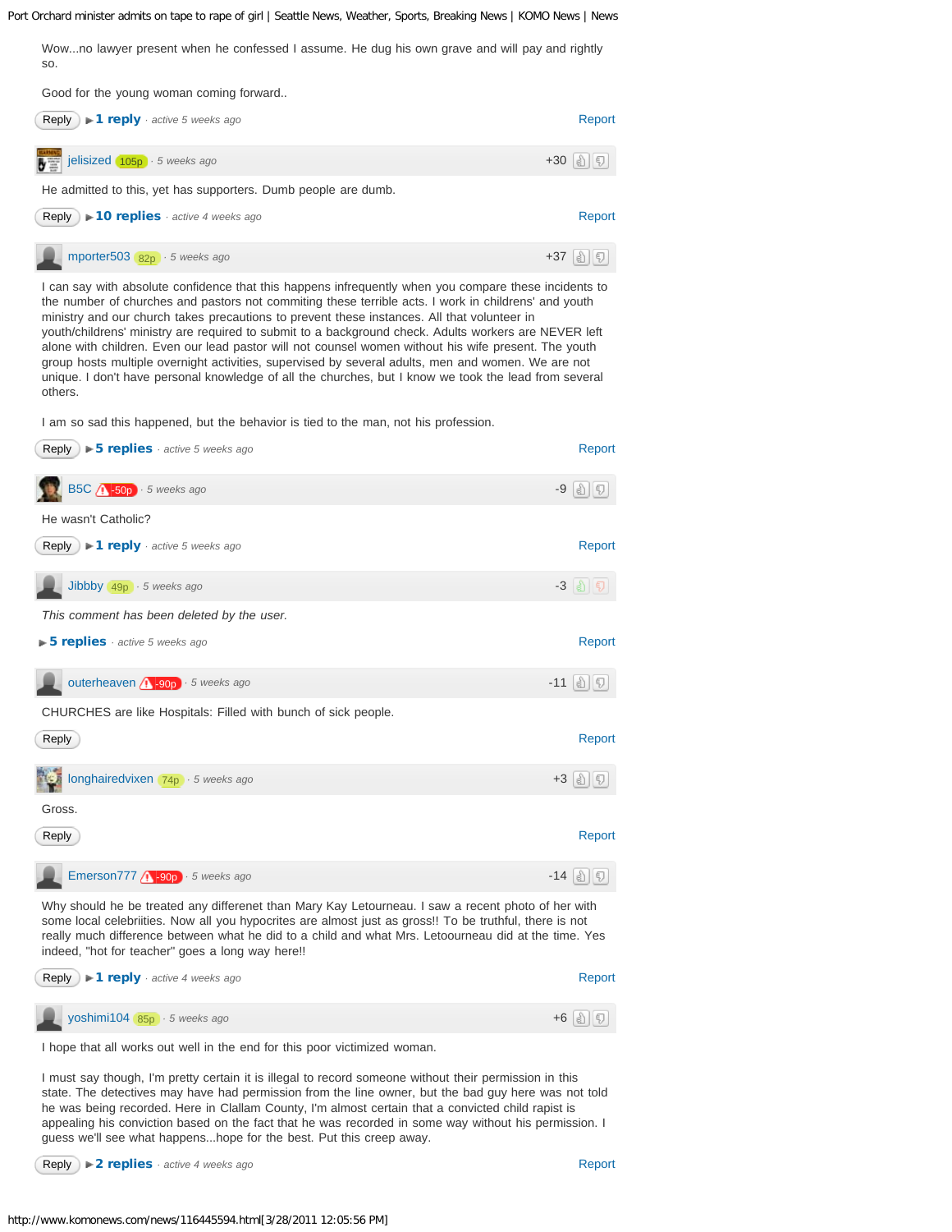Wow...no lawyer present when he confessed I assume. He dug his own grave and will pay and rightly so.

Good for the young woman coming forward..

Reply ▶ **1 reply** · *active 5 weeks ago* Report

---

jelisized 105p · *5 weeks ago* +30

He admitted to this, yet has supporters. Dumb people are dumb.

Reply ▶ **10 replies** · *active 4 weeks ago* Report

---

mporter503 82p · *5 weeks ago* +37

I can say with absolute confidence that this happens infrequently when you compare these incidents to the number of churches and pastors not commiting these terrible acts. I work in childrens' and youth ministry and our church takes precautions to prevent these instances. All that volunteer in youth/childrens' ministry are required to submit to a background check. Adults workers are NEVER left alone with children. Even our lead pastor will not counsel women without his wife present. The youth group hosts multiple overnight activities, supervised by several adults, men and women. We are not unique. I don't have personal knowledge of all the churches, but I know we took the lead from several others.

I am so sad this happened, but the behavior is tied to the man, not his profession.

Reply ▶ **5 replies** · *active 5 weeks ago* Report

---

B5C -50p · *5 weeks ago* -9

He wasn't Catholic?

Reply ▶ **1 reply** · *active 5 weeks ago* Report

---

Jibbby 49p · *5 weeks ago* -3

*This comment has been deleted by the user.*

▶ **5 replies** · *active 5 weeks ago* Report

---

outerheaven -90p · *5 weeks ago* -11

CHURCHES are like Hospitals: Filled with bunch of sick people.

Reply Report

---

longhairedvixen 74p · *5 weeks ago* +3

Gross.

Reply Report

---

Emerson777 -90p · *5 weeks ago* -14

Why should he be treated any differenet than Mary Kay Letourneau. I saw a recent photo of her with some local celebriities. Now all you hypocrites are almost just as gross!! To be truthful, there is not really much difference between what he did to a child and what Mrs. Letoourneau did at the time. Yes indeed, "hot for teacher" goes a long way here!!

Reply ▶ **1 reply** · *active 4 weeks ago* Report

---

yoshimi104 85p · *5 weeks ago* +6

I hope that all works out well in the end for this poor victimized woman.

I must say though, I'm pretty certain it is illegal to record someone without their permission in this state. The detectives may have had permission from the line owner, but the bad guy here was not told he was being recorded. Here in Clallam County, I'm almost certain that a convicted child rapist is appealing his conviction based on the fact that he was recorded in some way without his permission. I guess we'll see what happens...hope for the best. Put this creep away.

Reply ▶ **2 replies** · *active 4 weeks ago* Report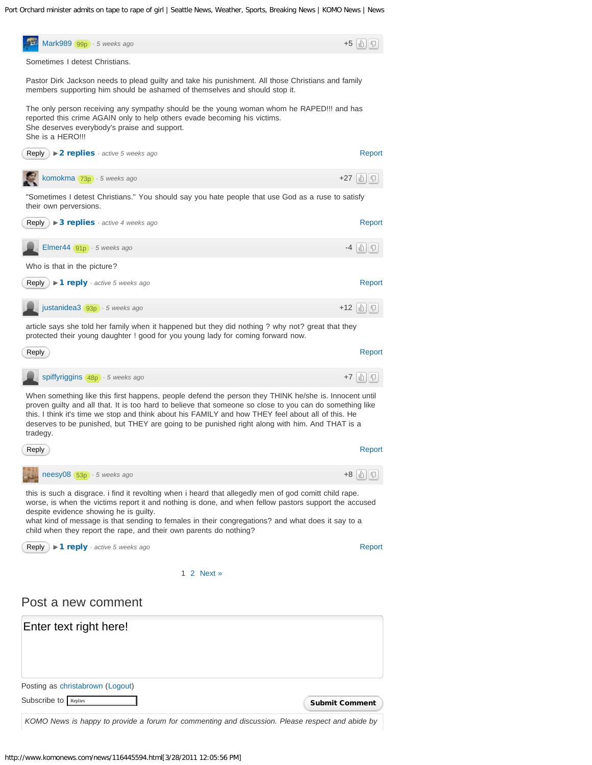Mark989 99p · 5 weeks ago +5

Sometimes I detest Christians.

Pastor Dirk Jackson needs to plead guilty and take his punishment. All those Christians and family members supporting him should be ashamed of themselves and should stop it.

The only person receiving any sympathy should be the young woman whom he RAPED!!! and has reported this crime AGAIN only to help others evade becoming his victims.
She deserves everybody's praise and support.
She is a HERO!!!

Reply ►2 replies · active 5 weeks ago Report

komokma 73p · 5 weeks ago +27

"Sometimes I detest Christians." You should say you hate people that use God as a ruse to satisfy their own perversions.

Reply ►3 replies · active 4 weeks ago Report

Elmer44 91p · 5 weeks ago -4

Who is that in the picture?

Reply ►1 reply · active 5 weeks ago Report

justanidea3 93p · 5 weeks ago +12

article says she told her family when it happened but they did nothing ? why not? great that they protected their young daughter ! good for you young lady for coming forward now.

Reply Report

spiffyriggins 48p · 5 weeks ago +7

When something like this first happens, people defend the person they THINK he/she is. Innocent until proven guilty and all that. It is too hard to believe that someone so close to you can do something like this. I think it's time we stop and think about his FAMILY and how THEY feel about all of this. He deserves to be punished, but THEY are going to be punished right along with him. And THAT is a tradegy.

Reply Report

neesy08 53p · 5 weeks ago +8

this is such a disgrace. i find it revolting when i heard that allegedly men of god comitt child rape. worse, is when the victims report it and nothing is done, and when fellow pastors support the accused despite evidence showing he is guilty.
what kind of message is that sending to females in their congregations? and what does it say to a child when they report the rape, and their own parents do nothing?

Reply ►1 reply · active 5 weeks ago Report

1 2 Next »

## Post a new comment

Enter text right here!

Posting as christabrown (Logout)

Subscribe to Replies

Submit Comment

*KOMO News is happy to provide a forum for commenting and discussion. Please respect and abide by*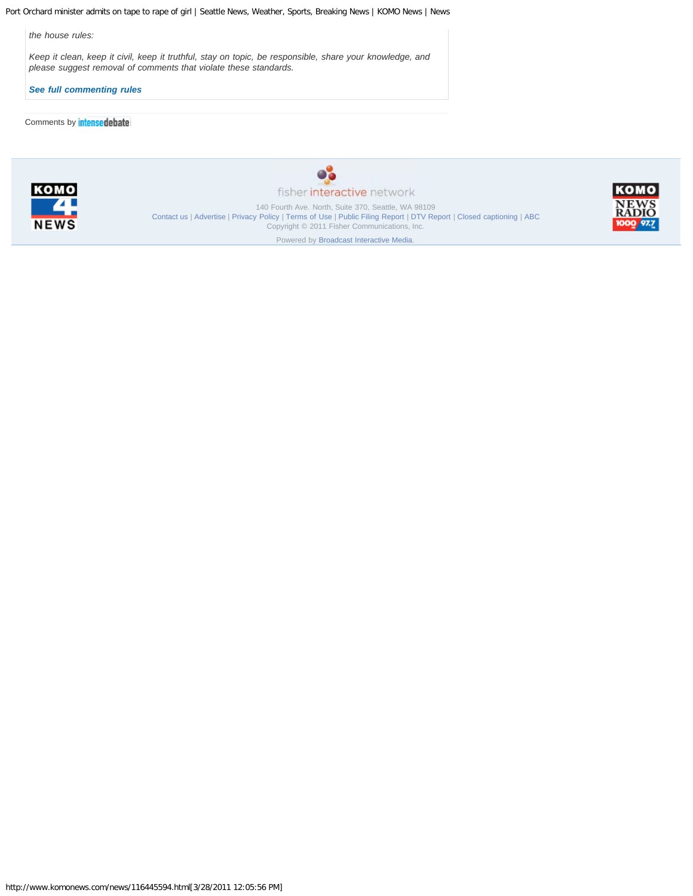*the house rules:*

*Keep it clean, keep it civil, keep it truthful, stay on topic, be responsible, share your knowledge, and please suggest removal of comments that violate these standards.*

***See full commenting rules***

Comments by intensedebate

fisher interactive network

140 Fourth Ave. North, Suite 370, Seattle, WA 98109

Contact us | Advertise | Privacy Policy | Terms of Use | Public Filing Report | DTV Report | Closed captioning | ABC

Copyright © 2011 Fisher Communications, Inc.

Powered by Broadcast Interactive Media.